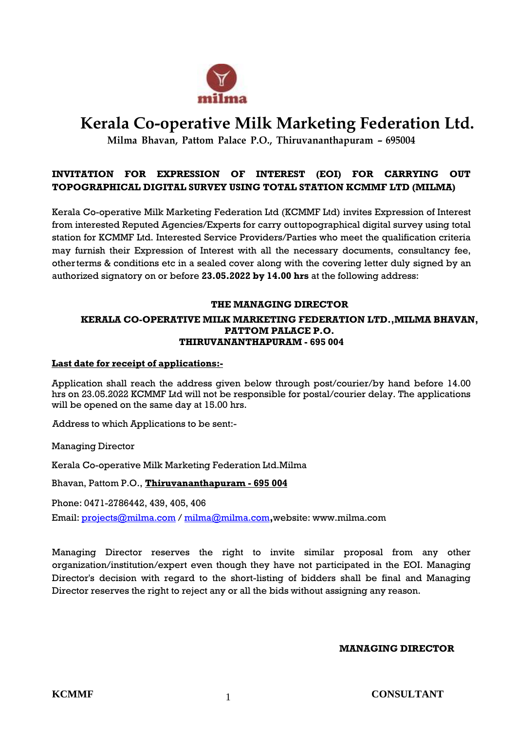milma

# Kerala Co-operative Milk Marketing Federation Ltd.

Milma Bhavan, Pattom Palace P.O., Thiruvananthapuram – 695004

## INVITATION FOR EXPRESSION OF INTEREST (EOI) FOR CARRYING OUT TOPOGRAPHICAL DIGITAL SURVEY USING TOTAL STATION KCMMF LTD (MILMA)

Kerala Co-operative Milk Marketing Federation Ltd (KCMMF Ltd) invites Expression of Interest from interested Reputed Agencies/Experts for carry outtopographical digital survey using total station for KCMMF Ltd. Interested Service Providers/Parties who meet the qualification criteria may furnish their Expression of Interest with all the necessary documents, consultancy fee, otherterms & conditions etc in a sealed cover along with the covering letter duly signed by an authorized signatory on or before **23.05.2022 by 14.00 hrs** at the following address:

**THE MANAGING DIRECTOR**
**KERALA CO-OPERATIVE MILK MARKETING FEDERATION LTD.,MILMA BHAVAN, PATTOM PALACE P.O.**
**THIRUVANANTHAPURAM - 695 004**

**Last date for receipt of applications:-**

Application shall reach the address given below through post/courier/by hand before 14.00 hrs on 23.05.2022 KCMMF Ltd will not be responsible for postal/courier delay. The applications will be opened on the same day at 15.00 hrs.

Address to which Applications to be sent:-

Managing Director

Kerala Co-operative Milk Marketing Federation Ltd.Milma

Bhavan, Pattom P.O., **Thiruvananthapuram - 695 004**

Phone: 0471-2786442, 439, 405, 406

Email: projects@milma.com / milma@milma.com,website: www.milma.com

Managing Director reserves the right to invite similar proposal from any other organization/institution/expert even though they have not participated in the EOI. Managing Director's decision with regard to the short-listing of bidders shall be final and Managing Director reserves the right to reject any or all the bids without assigning any reason.

**MANAGING DIRECTOR**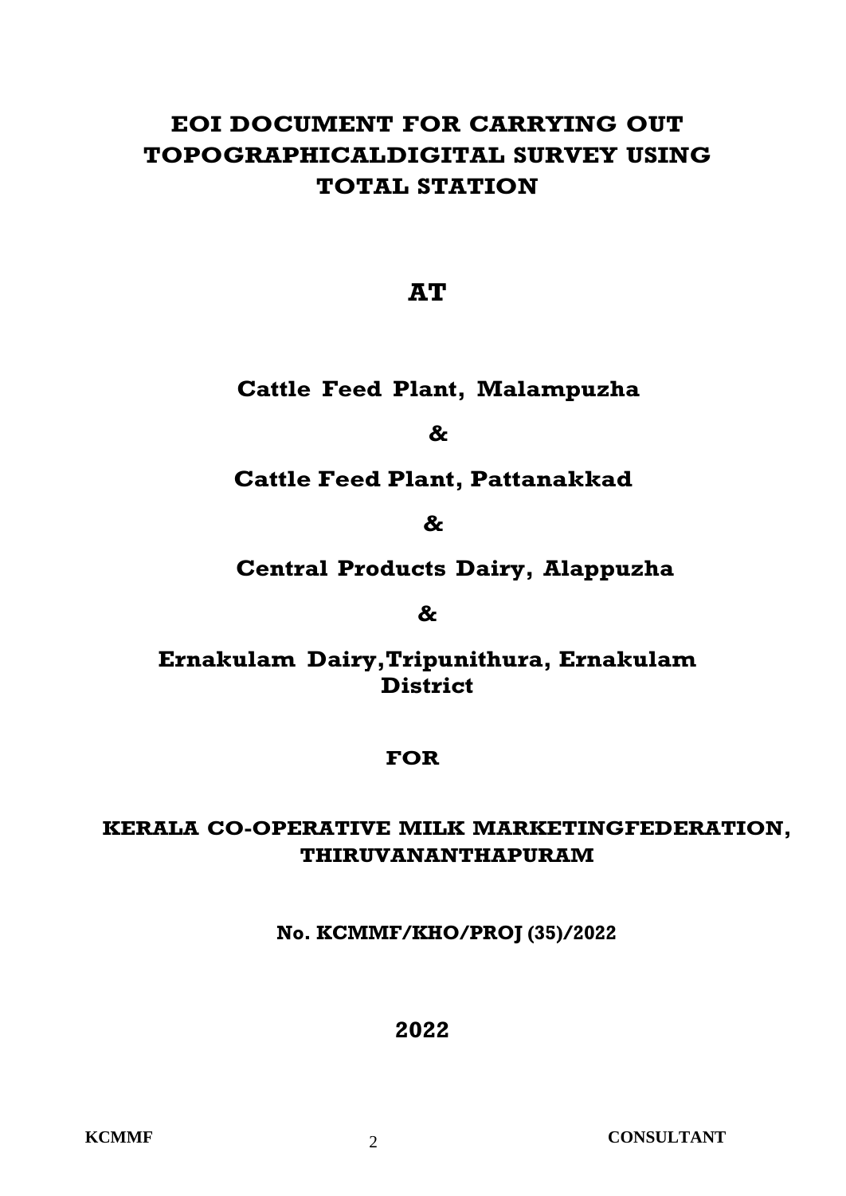# EOI DOCUMENT FOR CARRYING OUT TOPOGRAPHICALDIGITAL SURVEY USING TOTAL STATION

## AT

### Cattle Feed Plant, Malampuzha

**&**

### Cattle Feed Plant, Pattanakkad

**&**

### Central Products Dairy, Alappuzha

**&**

### Ernakulam Dairy,Tripunithura, Ernakulam District

**FOR**

### KERALA CO-OPERATIVE MILK MARKETINGFEDERATION, THIRUVANANTHAPURAM

**No. KCMMF/KHO/PROJ (35)/2022**

**2022**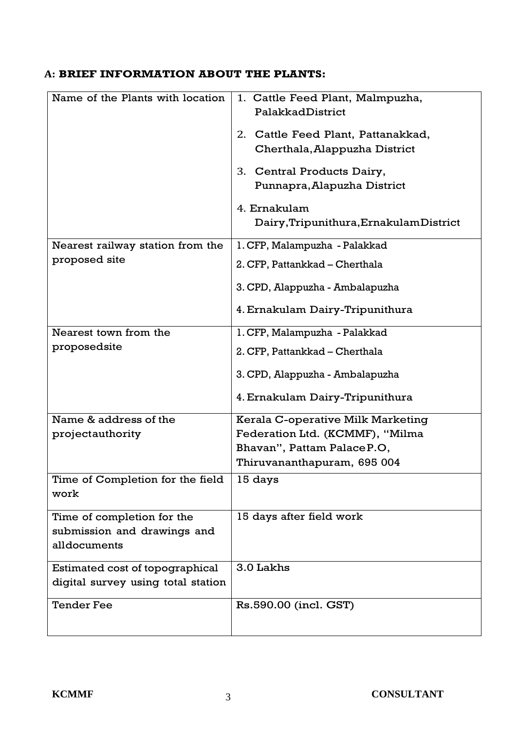## A: **BRIEF INFORMATION ABOUT THE PLANTS:**

| | |
|---|---|
| Name of the Plants with location | 1. Cattle Feed Plant, Malmpuzha, PalakkadDistrict<br>2. Cattle Feed Plant, Pattanakkad, Cherthala,Alappuzha District<br>3. Central Products Dairy, Punnapra,Alapuzha District<br>4. Ernakulam Dairy,Tripunithura,ErnakulamDistrict |
| Nearest railway station from the proposed site | 1. CFP, Malampuzha - Palakkad<br>2. CFP, Pattankkad – Cherthala<br>3. CPD, Alappuzha - Ambalapuzha<br>4. Ernakulam Dairy-Tripunithura |
| Nearest town from the proposedsite | 1. CFP, Malampuzha - Palakkad<br>2. CFP, Pattankkad – Cherthala<br>3. CPD, Alappuzha - Ambalapuzha<br>4. Ernakulam Dairy-Tripunithura |
| Name & address of the projectauthority | Kerala C-operative Milk Marketing Federation Ltd. (KCMMF), "Milma Bhavan", Pattam PalaceP.O, Thiruvananthapuram, 695 004 |
| Time of Completion for the field work | 15 days |
| Time of completion for the submission and drawings and alldocuments | 15 days after field work |
| Estimated cost of topographical digital survey using total station | 3.0 Lakhs |
| Tender Fee | Rs.590.00 (incl. GST) |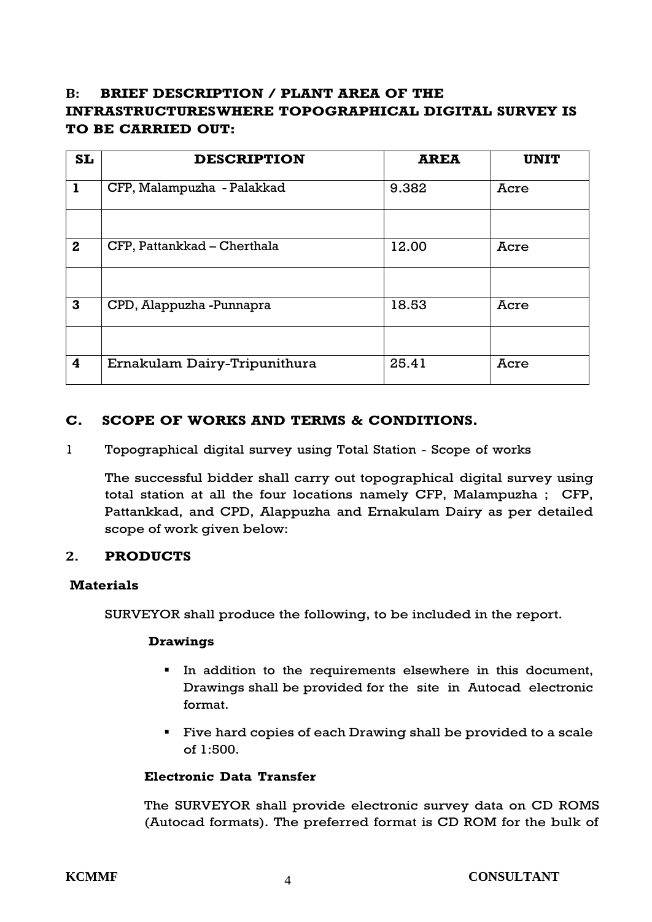## B: BRIEF DESCRIPTION / PLANT AREA OF THE INFRASTRUCTURESWHERE TOPOGRAPHICAL DIGITAL SURVEY IS TO BE CARRIED OUT:

| SL | DESCRIPTION | AREA | UNIT |
|---|---|---|---|
| 1 | CFP, Malampuzha - Palakkad | 9.382 | Acre |
| | | | |
| 2 | CFP, Pattankkad – Cherthala | 12.00 | Acre |
| | | | |
| 3 | CPD, Alappuzha -Punnapra | 18.53 | Acre |
| | | | |
| 4 | Ernakulam Dairy-Tripunithura | 25.41 | Acre |

## C. SCOPE OF WORKS AND TERMS & CONDITIONS.

1 Topographical digital survey using Total Station - Scope of works

The successful bidder shall carry out topographical digital survey using total station at all the four locations namely CFP, Malampuzha ; CFP, Pattankkad, and CPD, Alappuzha and Ernakulam Dairy as per detailed scope of work given below:

### 2. PRODUCTS

**Materials**

SURVEYOR shall produce the following, to be included in the report.

**Drawings**

- In addition to the requirements elsewhere in this document, Drawings shall be provided for the site in Autocad electronic format.
- Five hard copies of each Drawing shall be provided to a scale of 1:500.

**Electronic Data Transfer**

The SURVEYOR shall provide electronic survey data on CD ROMS (Autocad formats). The preferred format is CD ROM for the bulk of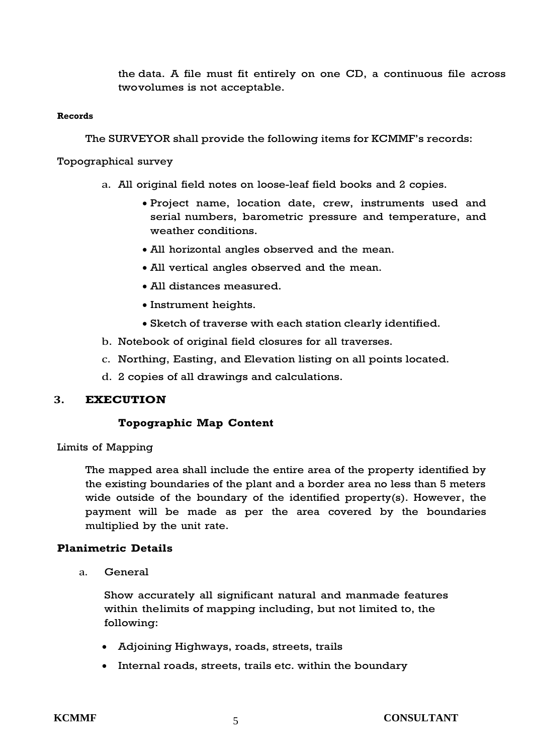the data. A file must fit entirely on one CD, a continuous file across twovolumes is not acceptable.

**Records**

The SURVEYOR shall provide the following items for KCMMF's records:

Topographical survey

a. All original field notes on loose-leaf field books and 2 copies.
    - Project name, location date, crew, instruments used and serial numbers, barometric pressure and temperature, and weather conditions.
    - All horizontal angles observed and the mean.
    - All vertical angles observed and the mean.
    - All distances measured.
    - Instrument heights.
    - Sketch of traverse with each station clearly identified.
b. Notebook of original field closures for all traverses.
c. Northing, Easting, and Elevation listing on all points located.
d. 2 copies of all drawings and calculations.

## 3. EXECUTION

### Topographic Map Content

Limits of Mapping

The mapped area shall include the entire area of the property identified by the existing boundaries of the plant and a border area no less than 5 meters wide outside of the boundary of the identified property(s). However, the payment will be made as per the area covered by the boundaries multiplied by the unit rate.

**Planimetric Details**

a. General

Show accurately all significant natural and manmade features within thelimits of mapping including, but not limited to, the following:

- Adjoining Highways, roads, streets, trails
- Internal roads, streets, trails etc. within the boundary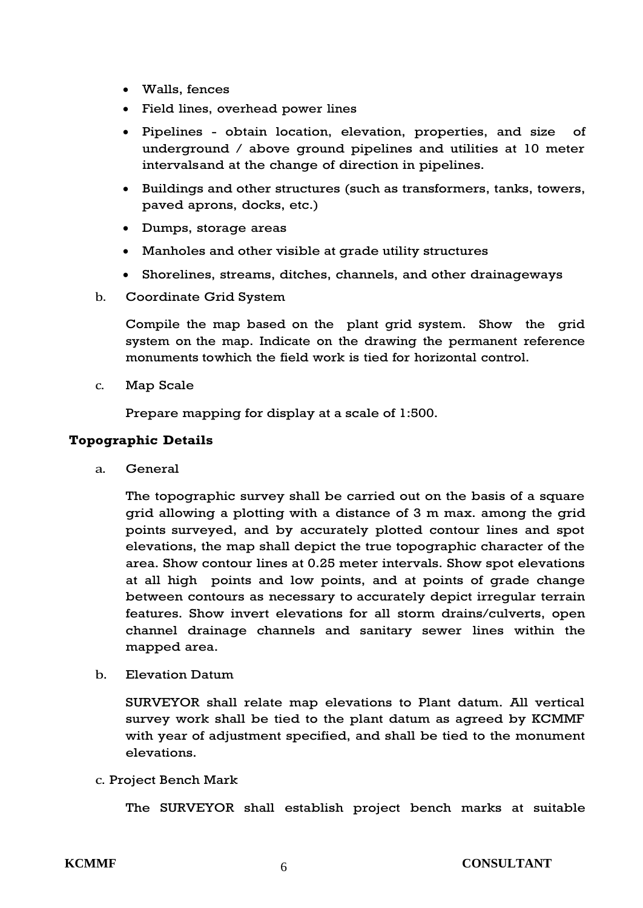- Walls, fences
- Field lines, overhead power lines
- Pipelines - obtain location, elevation, properties, and size of underground / above ground pipelines and utilities at 10 meter intervalsand at the change of direction in pipelines.
- Buildings and other structures (such as transformers, tanks, towers, paved aprons, docks, etc.)
- Dumps, storage areas
- Manholes and other visible at grade utility structures
- Shorelines, streams, ditches, channels, and other drainageways

b. Coordinate Grid System

Compile the map based on the plant grid system. Show the grid system on the map. Indicate on the drawing the permanent reference monuments towhich the field work is tied for horizontal control.

c. Map Scale

Prepare mapping for display at a scale of 1:500.

**Topographic Details**

a. General

The topographic survey shall be carried out on the basis of a square grid allowing a plotting with a distance of 3 m max. among the grid points surveyed, and by accurately plotted contour lines and spot elevations, the map shall depict the true topographic character of the area. Show contour lines at 0.25 meter intervals. Show spot elevations at all high points and low points, and at points of grade change between contours as necessary to accurately depict irregular terrain features. Show invert elevations for all storm drains/culverts, open channel drainage channels and sanitary sewer lines within the mapped area.

b. Elevation Datum

SURVEYOR shall relate map elevations to Plant datum. All vertical survey work shall be tied to the plant datum as agreed by KCMMF with year of adjustment specified, and shall be tied to the monument elevations.

c. Project Bench Mark

The SURVEYOR shall establish project bench marks at suitable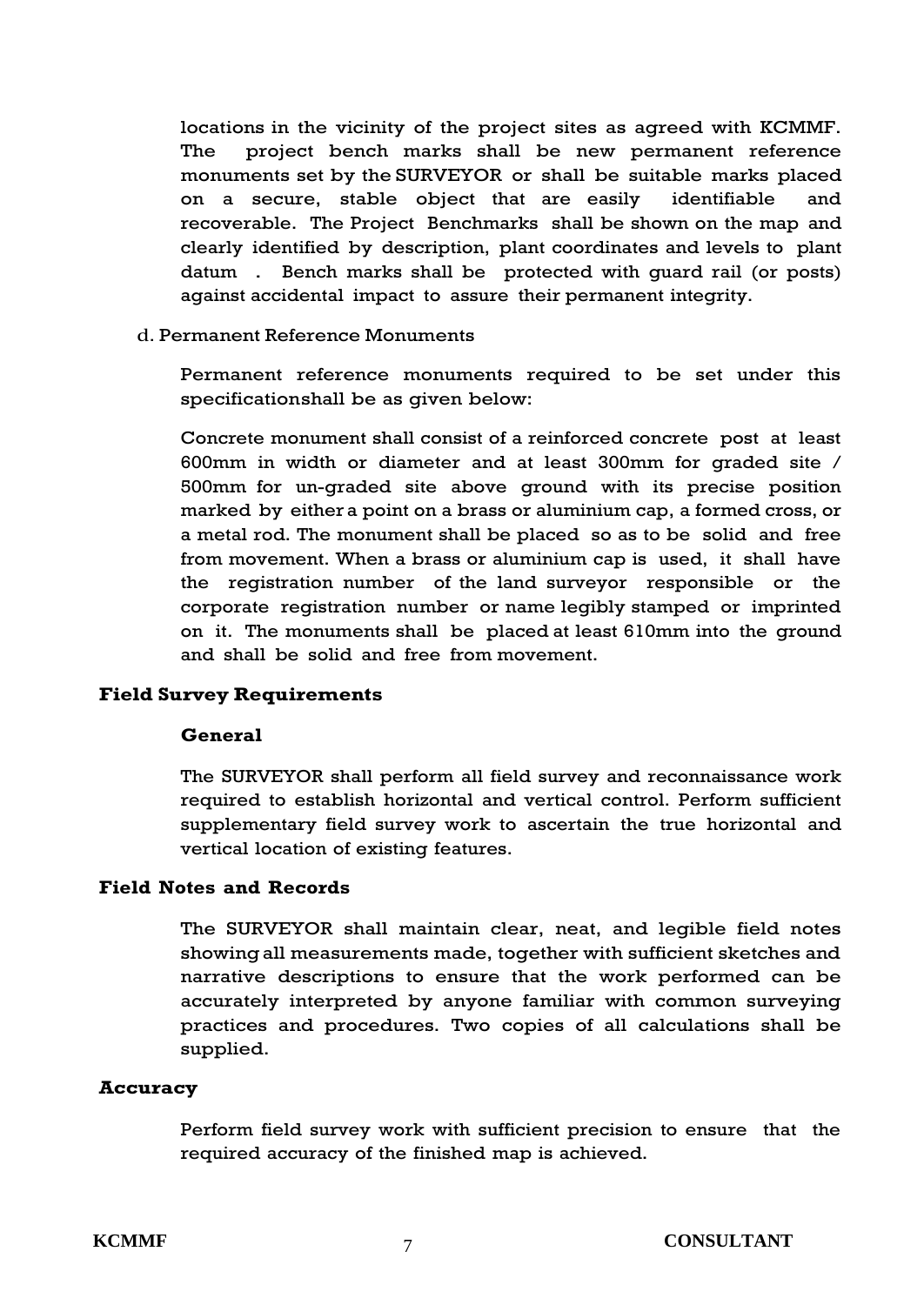locations in the vicinity of the project sites as agreed with KCMMF. The project bench marks shall be new permanent reference monuments set by the SURVEYOR or shall be suitable marks placed on a secure, stable object that are easily identifiable and recoverable. The Project Benchmarks shall be shown on the map and clearly identified by description, plant coordinates and levels to plant datum . Bench marks shall be protected with guard rail (or posts) against accidental impact to assure their permanent integrity.

d. Permanent Reference Monuments

Permanent reference monuments required to be set under this specificationshall be as given below:

Concrete monument shall consist of a reinforced concrete post at least 600mm in width or diameter and at least 300mm for graded site / 500mm for un-graded site above ground with its precise position marked by either a point on a brass or aluminium cap, a formed cross, or a metal rod. The monument shall be placed so as to be solid and free from movement. When a brass or aluminium cap is used, it shall have the registration number of the land surveyor responsible or the corporate registration number or name legibly stamped or imprinted on it. The monuments shall be placed at least 610mm into the ground and shall be solid and free from movement.

**Field Survey Requirements**

**General**

The SURVEYOR shall perform all field survey and reconnaissance work required to establish horizontal and vertical control. Perform sufficient supplementary field survey work to ascertain the true horizontal and vertical location of existing features.

**Field Notes and Records**

The SURVEYOR shall maintain clear, neat, and legible field notes showing all measurements made, together with sufficient sketches and narrative descriptions to ensure that the work performed can be accurately interpreted by anyone familiar with common surveying practices and procedures. Two copies of all calculations shall be supplied.

**Accuracy**

Perform field survey work with sufficient precision to ensure that the required accuracy of the finished map is achieved.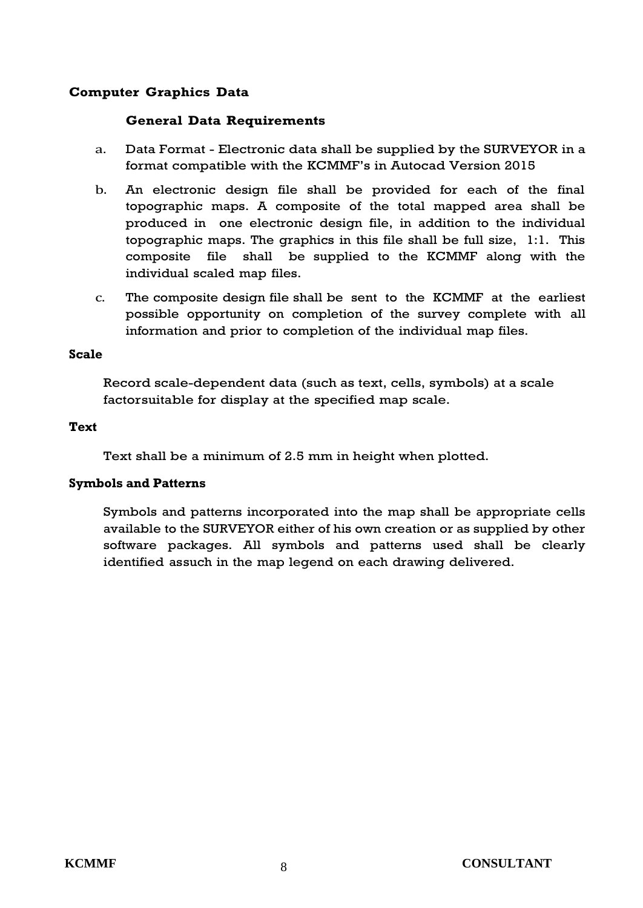## Computer Graphics Data

### General Data Requirements

a. Data Format - Electronic data shall be supplied by the SURVEYOR in a format compatible with the KCMMF's in Autocad Version 2015

b. An electronic design file shall be provided for each of the final topographic maps. A composite of the total mapped area shall be produced in one electronic design file, in addition to the individual topographic maps. The graphics in this file shall be full size, 1:1. This composite file shall be supplied to the KCMMF along with the individual scaled map files.

c. The composite design file shall be sent to the KCMMF at the earliest possible opportunity on completion of the survey complete with all information and prior to completion of the individual map files.

## Scale

Record scale-dependent data (such as text, cells, symbols) at a scale factorsuitable for display at the specified map scale.

## Text

Text shall be a minimum of 2.5 mm in height when plotted.

## Symbols and Patterns

Symbols and patterns incorporated into the map shall be appropriate cells available to the SURVEYOR either of his own creation or as supplied by other software packages. All symbols and patterns used shall be clearly identified assuch in the map legend on each drawing delivered.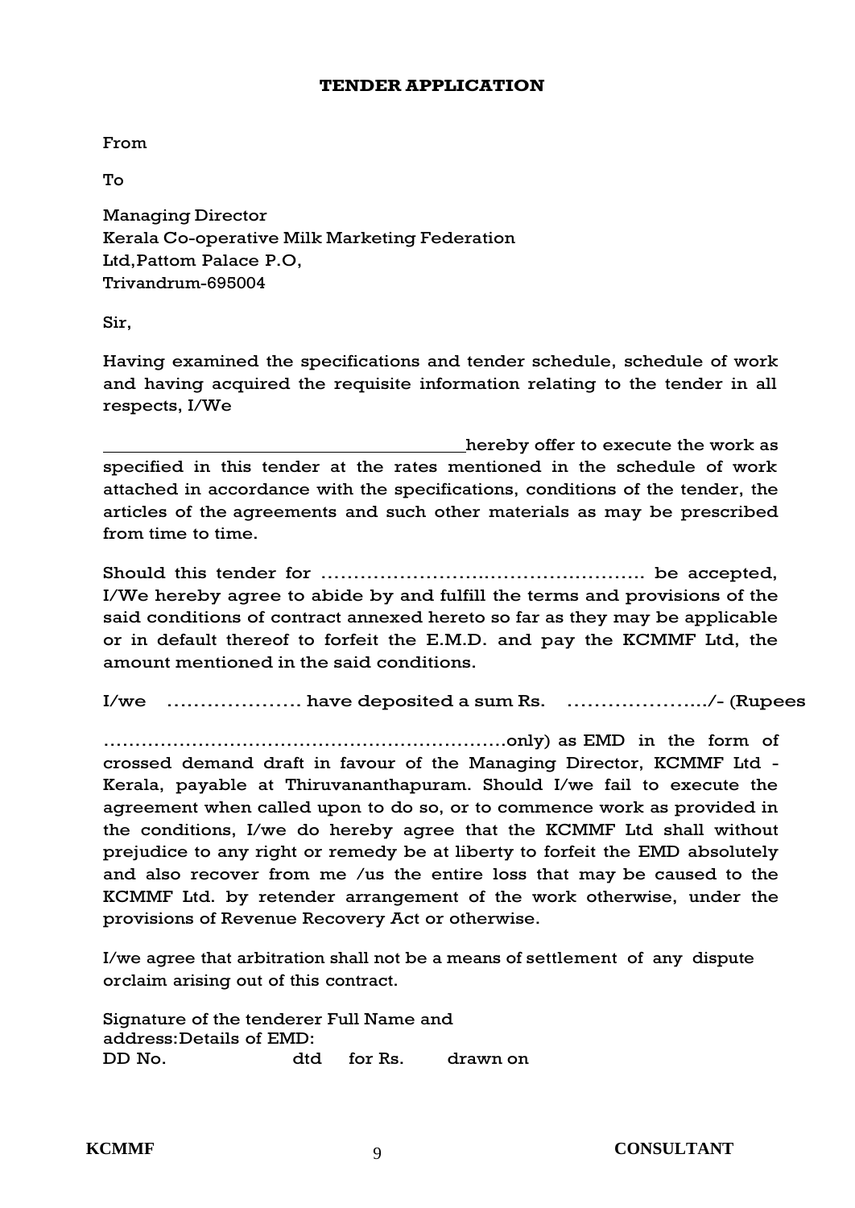## TENDER APPLICATION

From

To

Managing Director
Kerala Co-operative Milk Marketing Federation
Ltd,Pattom Palace P.O,
Trivandrum-695004

Sir,

Having examined the specifications and tender schedule, schedule of work and having acquired the requisite information relating to the tender in all respects, I/We

\_\_\_\_\_\_\_\_\_\_\_\_\_\_\_\_\_\_\_\_\_\_\_\_\_\_\_\_\_\_\_\_\_\_\_\_\_\_\_\_hereby offer to execute the work as specified in this tender at the rates mentioned in the schedule of work attached in accordance with the specifications, conditions of the tender, the articles of the agreements and such other materials as may be prescribed from time to time.

Should this tender for …………………………………………. be accepted, I/We hereby agree to abide by and fulfill the terms and provisions of the said conditions of contract annexed hereto so far as they may be applicable or in default thereof to forfeit the E.M.D. and pay the KCMMF Ltd, the amount mentioned in the said conditions.

I/we ………………… have deposited a sum Rs. ………………../- (Rupees

……………………………………………………….only) as EMD in the form of crossed demand draft in favour of the Managing Director, KCMMF Ltd - Kerala, payable at Thiruvananthapuram. Should I/we fail to execute the agreement when called upon to do so, or to commence work as provided in the conditions, I/we do hereby agree that the KCMMF Ltd shall without prejudice to any right or remedy be at liberty to forfeit the EMD absolutely and also recover from me /us the entire loss that may be caused to the KCMMF Ltd. by retender arrangement of the work otherwise, under the provisions of Revenue Recovery Act or otherwise.

I/we agree that arbitration shall not be a means of settlement of any dispute orclaim arising out of this contract.

Signature of the tenderer Full Name and address:Details of EMD:
DD No. dtd for Rs. drawn on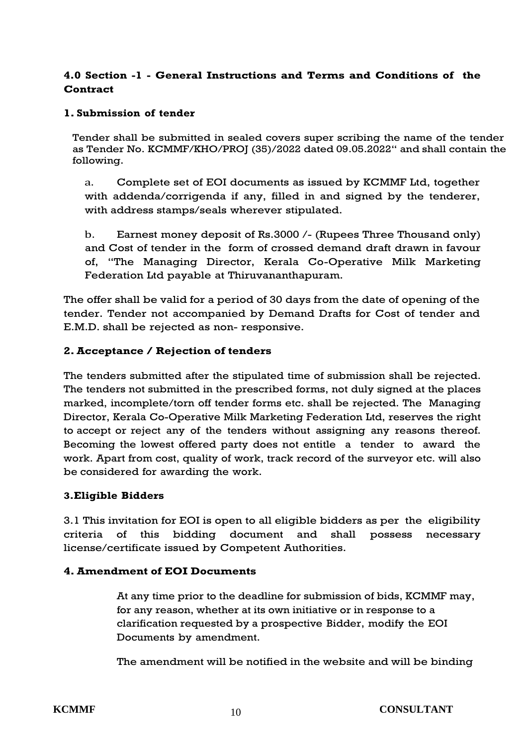## 4.0 Section -1 - General Instructions and Terms and Conditions of the Contract

### 1. Submission of tender

Tender shall be submitted in sealed covers super scribing the name of the tender as Tender No. KCMMF/KHO/PROJ (35)/2022 dated 09.05.2022" and shall contain the following.

a. Complete set of EOI documents as issued by KCMMF Ltd, together with addenda/corrigenda if any, filled in and signed by the tenderer, with address stamps/seals wherever stipulated.

b. Earnest money deposit of Rs.3000 /- (Rupees Three Thousand only) and Cost of tender in the form of crossed demand draft drawn in favour of, "The Managing Director, Kerala Co-Operative Milk Marketing Federation Ltd payable at Thiruvananthapuram.

The offer shall be valid for a period of 30 days from the date of opening of the tender. Tender not accompanied by Demand Drafts for Cost of tender and E.M.D. shall be rejected as non- responsive.

### 2. Acceptance / Rejection of tenders

The tenders submitted after the stipulated time of submission shall be rejected. The tenders not submitted in the prescribed forms, not duly signed at the places marked, incomplete/torn off tender forms etc. shall be rejected. The Managing Director, Kerala Co-Operative Milk Marketing Federation Ltd, reserves the right to accept or reject any of the tenders without assigning any reasons thereof. Becoming the lowest offered party does not entitle a tender to award the work. Apart from cost, quality of work, track record of the surveyor etc. will also be considered for awarding the work.

### 3.Eligible Bidders

3.1 This invitation for EOI is open to all eligible bidders as per the eligibility criteria of this bidding document and shall possess necessary license/certificate issued by Competent Authorities.

### 4. Amendment of EOI Documents

At any time prior to the deadline for submission of bids, KCMMF may, for any reason, whether at its own initiative or in response to a clarification requested by a prospective Bidder, modify the EOI Documents by amendment.

The amendment will be notified in the website and will be binding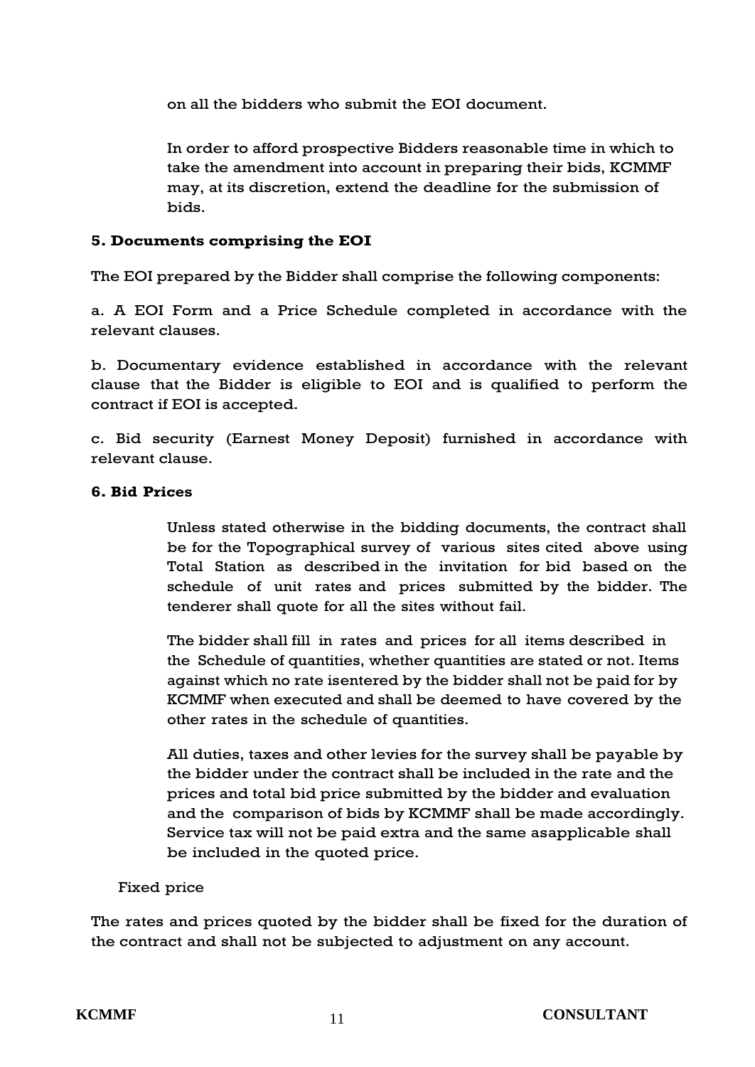on all the bidders who submit the EOI document.

In order to afford prospective Bidders reasonable time in which to take the amendment into account in preparing their bids, KCMMF may, at its discretion, extend the deadline for the submission of bids.

**5. Documents comprising the EOI**

The EOI prepared by the Bidder shall comprise the following components:

a. A EOI Form and a Price Schedule completed in accordance with the relevant clauses.

b. Documentary evidence established in accordance with the relevant clause that the Bidder is eligible to EOI and is qualified to perform the contract if EOI is accepted.

c. Bid security (Earnest Money Deposit) furnished in accordance with relevant clause.

**6. Bid Prices**

Unless stated otherwise in the bidding documents, the contract shall be for the Topographical survey of various sites cited above using Total Station as described in the invitation for bid based on the schedule of unit rates and prices submitted by the bidder. The tenderer shall quote for all the sites without fail.

The bidder shall fill in rates and prices for all items described in the Schedule of quantities, whether quantities are stated or not. Items against which no rate isentered by the bidder shall not be paid for by KCMMF when executed and shall be deemed to have covered by the other rates in the schedule of quantities.

All duties, taxes and other levies for the survey shall be payable by the bidder under the contract shall be included in the rate and the prices and total bid price submitted by the bidder and evaluation and the comparison of bids by KCMMF shall be made accordingly. Service tax will not be paid extra and the same asapplicable shall be included in the quoted price.

Fixed price

The rates and prices quoted by the bidder shall be fixed for the duration of the contract and shall not be subjected to adjustment on any account.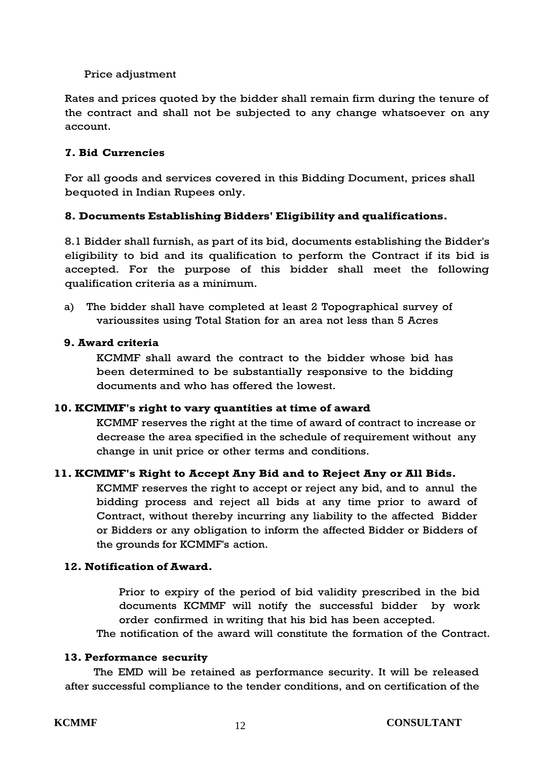Price adjustment

Rates and prices quoted by the bidder shall remain firm during the tenure of the contract and shall not be subjected to any change whatsoever on any account.

**7. Bid Currencies**

For all goods and services covered in this Bidding Document, prices shall bequoted in Indian Rupees only.

**8. Documents Establishing Bidders' Eligibility and qualifications.**

8.1 Bidder shall furnish, as part of its bid, documents establishing the Bidder's eligibility to bid and its qualification to perform the Contract if its bid is accepted. For the purpose of this bidder shall meet the following qualification criteria as a minimum.

a) The bidder shall have completed at least 2 Topographical survey of varioussites using Total Station for an area not less than 5 Acres

**9. Award criteria**

KCMMF shall award the contract to the bidder whose bid has been determined to be substantially responsive to the bidding documents and who has offered the lowest.

**10. KCMMF's right to vary quantities at time of award**

KCMMF reserves the right at the time of award of contract to increase or decrease the area specified in the schedule of requirement without any change in unit price or other terms and conditions.

**11. KCMMF's Right to Accept Any Bid and to Reject Any or All Bids.**

KCMMF reserves the right to accept or reject any bid, and to annul the bidding process and reject all bids at any time prior to award of Contract, without thereby incurring any liability to the affected Bidder or Bidders or any obligation to inform the affected Bidder or Bidders of the grounds for KCMMF's action.

**12. Notification of Award.**

Prior to expiry of the period of bid validity prescribed in the bid documents KCMMF will notify the successful bidder by work order confirmed in writing that his bid has been accepted.

The notification of the award will constitute the formation of the Contract.

**13. Performance security**

The EMD will be retained as performance security. It will be released after successful compliance to the tender conditions, and on certification of the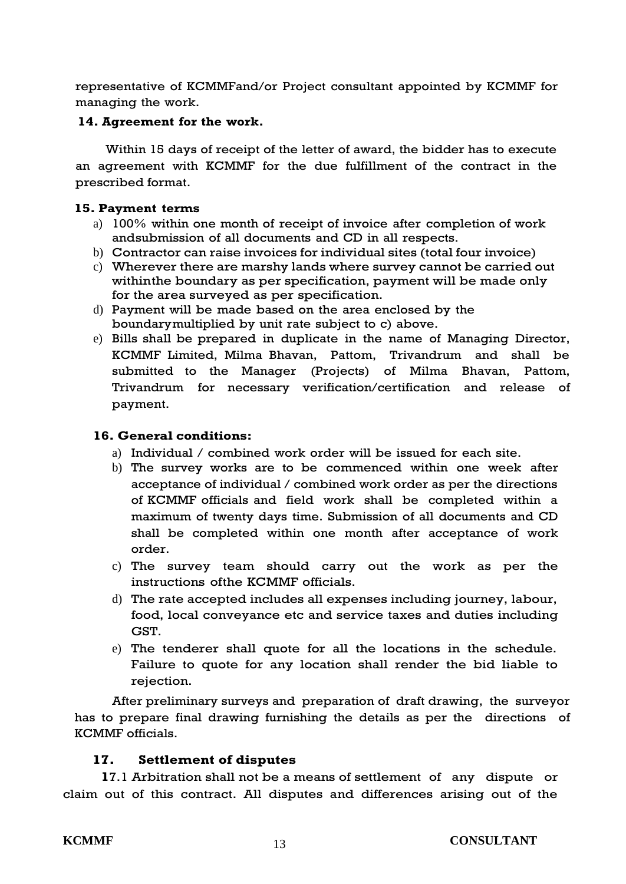representative of KCMMFand/or Project consultant appointed by KCMMF for managing the work.

**14. Agreement for the work.**

Within 15 days of receipt of the letter of award, the bidder has to execute an agreement with KCMMF for the due fulfillment of the contract in the prescribed format.

**15. Payment terms**

a) 100% within one month of receipt of invoice after completion of work andsubmission of all documents and CD in all respects.
b) Contractor can raise invoices for individual sites (total four invoice)
c) Wherever there are marshy lands where survey cannot be carried out withinthe boundary as per specification, payment will be made only for the area surveyed as per specification.
d) Payment will be made based on the area enclosed by the boundarymultiplied by unit rate subject to c) above.
e) Bills shall be prepared in duplicate in the name of Managing Director, KCMMF Limited, Milma Bhavan, Pattom, Trivandrum and shall be submitted to the Manager (Projects) of Milma Bhavan, Pattom, Trivandrum for necessary verification/certification and release of payment.

**16. General conditions:**

a) Individual / combined work order will be issued for each site.
b) The survey works are to be commenced within one week after acceptance of individual / combined work order as per the directions of KCMMF officials and field work shall be completed within a maximum of twenty days time. Submission of all documents and CD shall be completed within one month after acceptance of work order.
c) The survey team should carry out the work as per the instructions ofthe KCMMF officials.
d) The rate accepted includes all expenses including journey, labour, food, local conveyance etc and service taxes and duties including GST.
e) The tenderer shall quote for all the locations in the schedule. Failure to quote for any location shall render the bid liable to rejection.

After preliminary surveys and preparation of draft drawing, the surveyor has to prepare final drawing furnishing the details as per the directions of KCMMF officials.

**17. Settlement of disputes**

17.1 Arbitration shall not be a means of settlement of any dispute or claim out of this contract. All disputes and differences arising out of the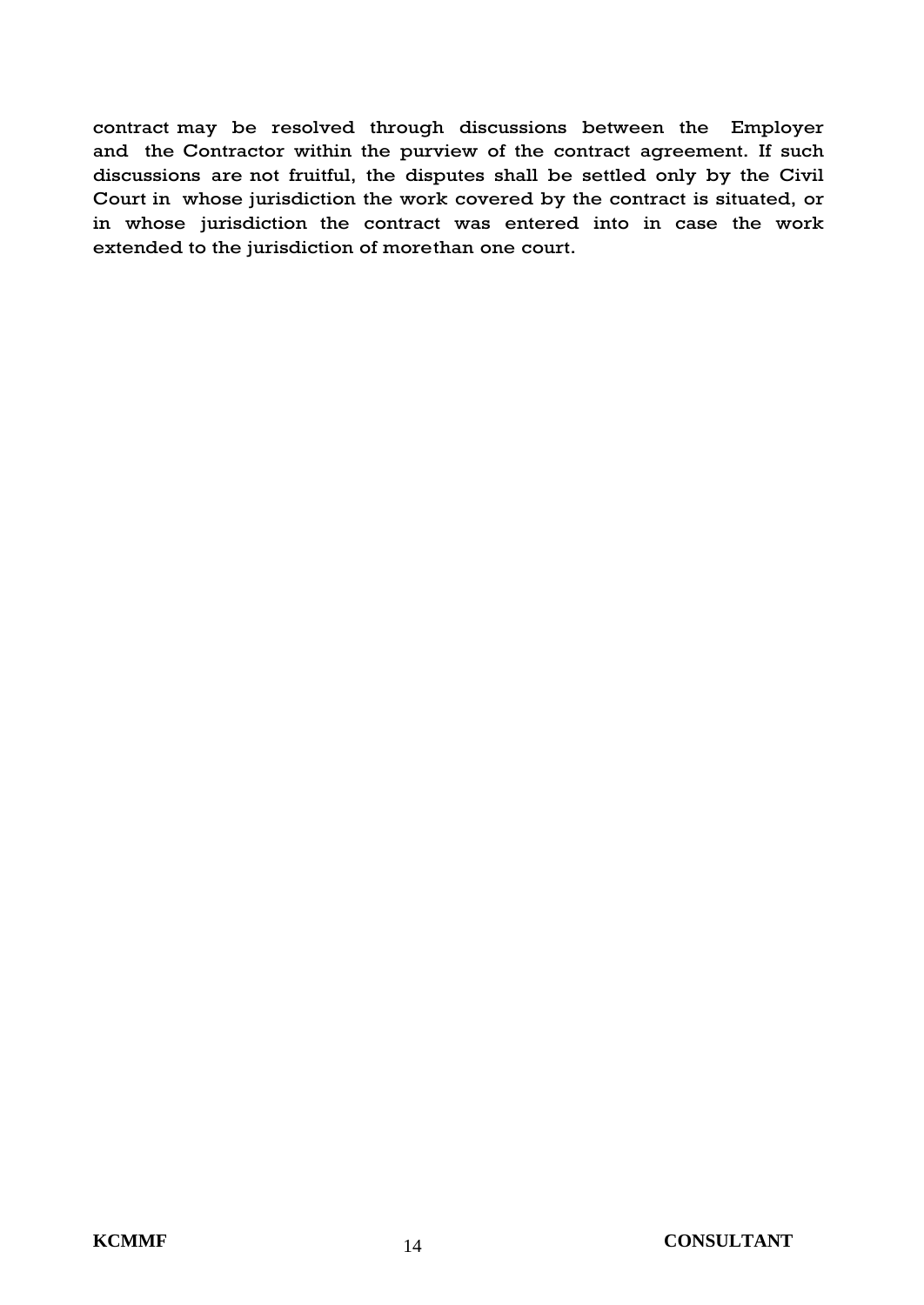contract may be resolved through discussions between the Employer and the Contractor within the purview of the contract agreement. If such discussions are not fruitful, the disputes shall be settled only by the Civil Court in whose jurisdiction the work covered by the contract is situated, or in whose jurisdiction the contract was entered into in case the work extended to the jurisdiction of morethan one court.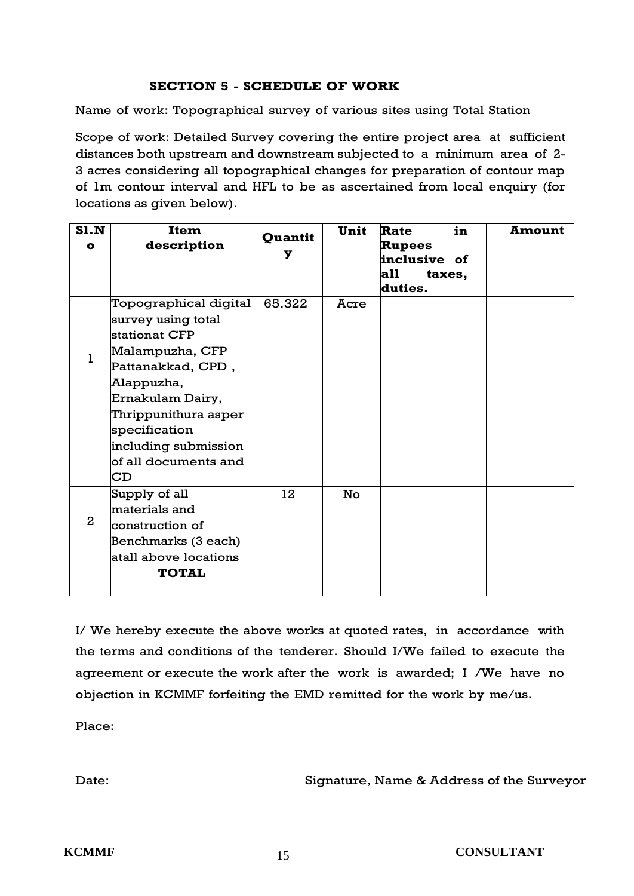## SECTION 5 - SCHEDULE OF WORK

Name of work: Topographical survey of various sites using Total Station

Scope of work: Detailed Survey covering the entire project area at sufficient distances both upstream and downstream subjected to a minimum area of 2-3 acres considering all topographical changes for preparation of contour map of 1m contour interval and HFL to be as ascertained from local enquiry (for locations as given below).

| Sl.No | Item description | Quantity | Unit | Rate in Rupees inclusive of all taxes, duties. | Amount |
|---|---|---|---|---|---|
| 1 | Topographical digital survey using total stationat CFP Malampuzha, CFP Pattanakkad, CPD , Alappuzha, Ernakulam Dairy, Thrippunithura asper specification including submission of all documents and CD | 65.322 | Acre | | |
| 2 | Supply of all materials and construction of Benchmarks (3 each) atall above locations | 12 | No | | |
| | **TOTAL** | | | | |

I/ We hereby execute the above works at quoted rates, in accordance with the terms and conditions of the tenderer. Should I/We failed to execute the agreement or execute the work after the work is awarded; I /We have no objection in KCMMF forfeiting the EMD remitted for the work by me/us.

Place:

Date: Signature, Name & Address of the Surveyor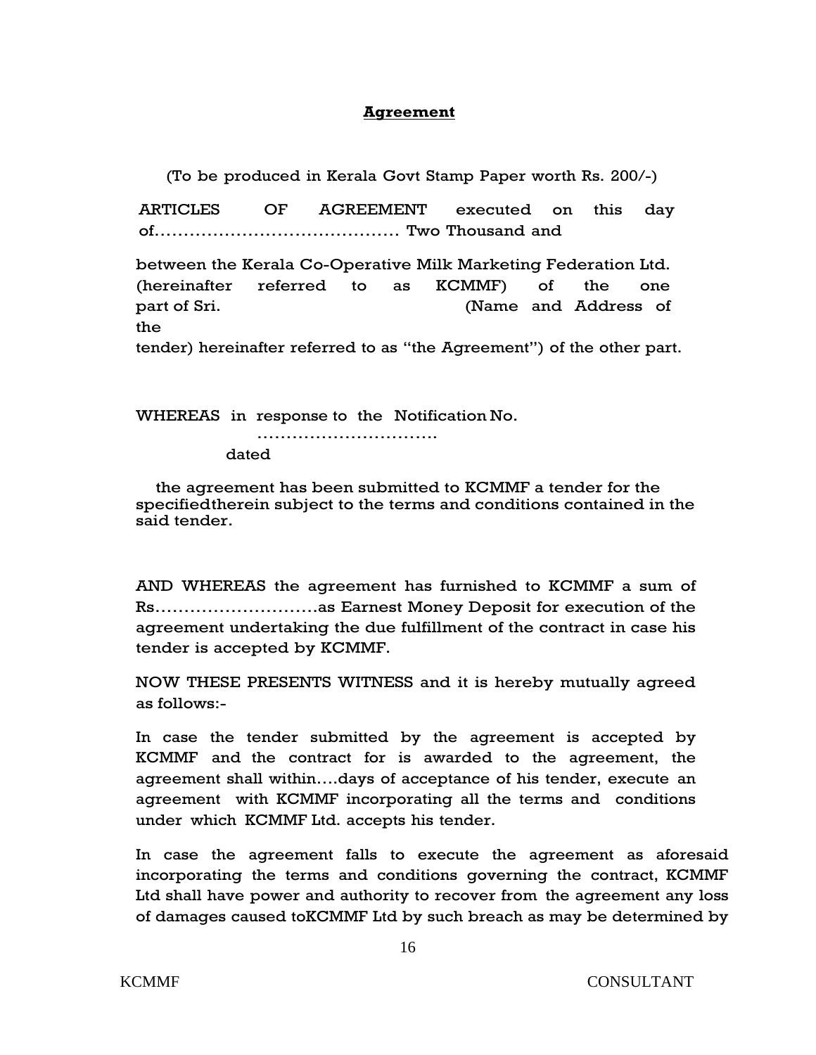**Agreement**

(To be produced in Kerala Govt Stamp Paper worth Rs. 200/-)

ARTICLES OF AGREEMENT executed on this day of…………………………………… Two Thousand and

between the Kerala Co-Operative Milk Marketing Federation Ltd. (hereinafter referred to as KCMMF) of the one part of Sri. (Name and Address of the tender) hereinafter referred to as "the Agreement") of the other part.

WHEREAS in response to the Notification No. …………………………… dated

the agreement has been submitted to KCMMF a tender for the specifiedtherein subject to the terms and conditions contained in the said tender.

AND WHEREAS the agreement has furnished to KCMMF a sum of Rs……………………….as Earnest Money Deposit for execution of the agreement undertaking the due fulfillment of the contract in case his tender is accepted by KCMMF.

NOW THESE PRESENTS WITNESS and it is hereby mutually agreed as follows:-

In case the tender submitted by the agreement is accepted by KCMMF and the contract for is awarded to the agreement, the agreement shall within….days of acceptance of his tender, execute an agreement with KCMMF incorporating all the terms and conditions under which KCMMF Ltd. accepts his tender.

In case the agreement falls to execute the agreement as aforesaid incorporating the terms and conditions governing the contract, KCMMF Ltd shall have power and authority to recover from the agreement any loss of damages caused toKCMMF Ltd by such breach as may be determined by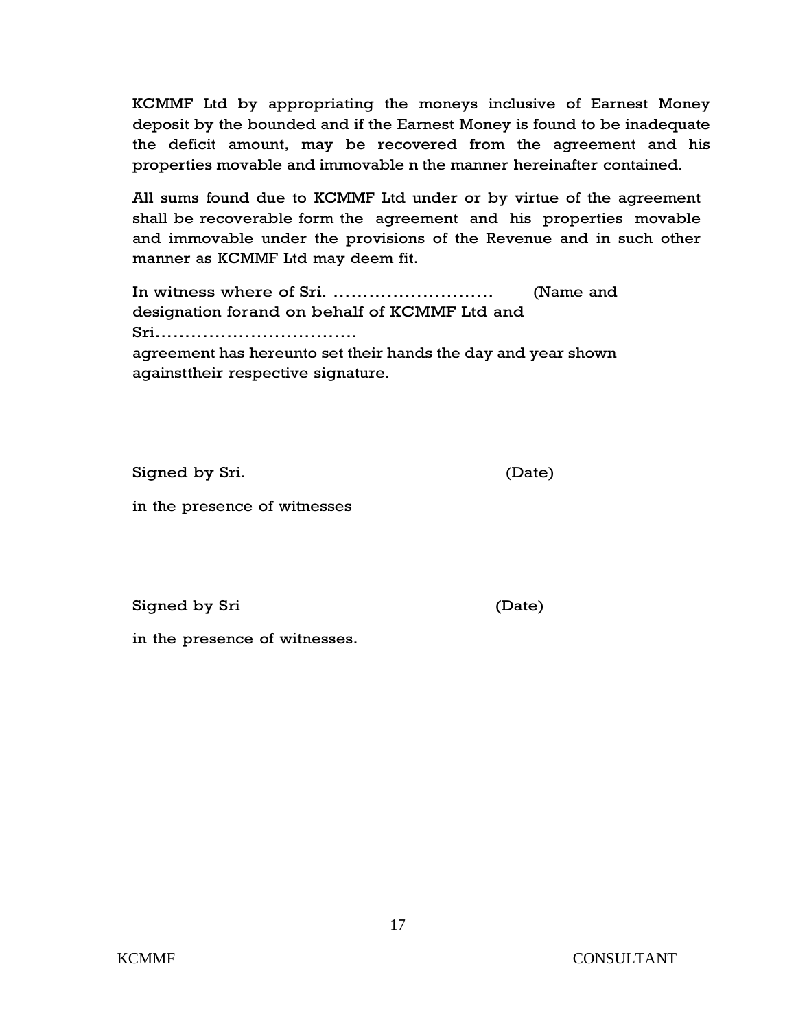KCMMF Ltd by appropriating the moneys inclusive of Earnest Money deposit by the bounded and if the Earnest Money is found to be inadequate the deficit amount, may be recovered from the agreement and his properties movable and immovable n the manner hereinafter contained.

All sums found due to KCMMF Ltd under or by virtue of the agreement shall be recoverable form the agreement and his properties movable and immovable under the provisions of the Revenue and in such other manner as KCMMF Ltd may deem fit.

In witness where of Sri. ……………………… (Name and designation forand on behalf of KCMMF Ltd and Sri……………………………
agreement has hereunto set their hands the day and year shown againsttheir respective signature.

Signed by Sri. (Date)

in the presence of witnesses

Signed by Sri (Date)

in the presence of witnesses.

KCMMF CONSULTANT